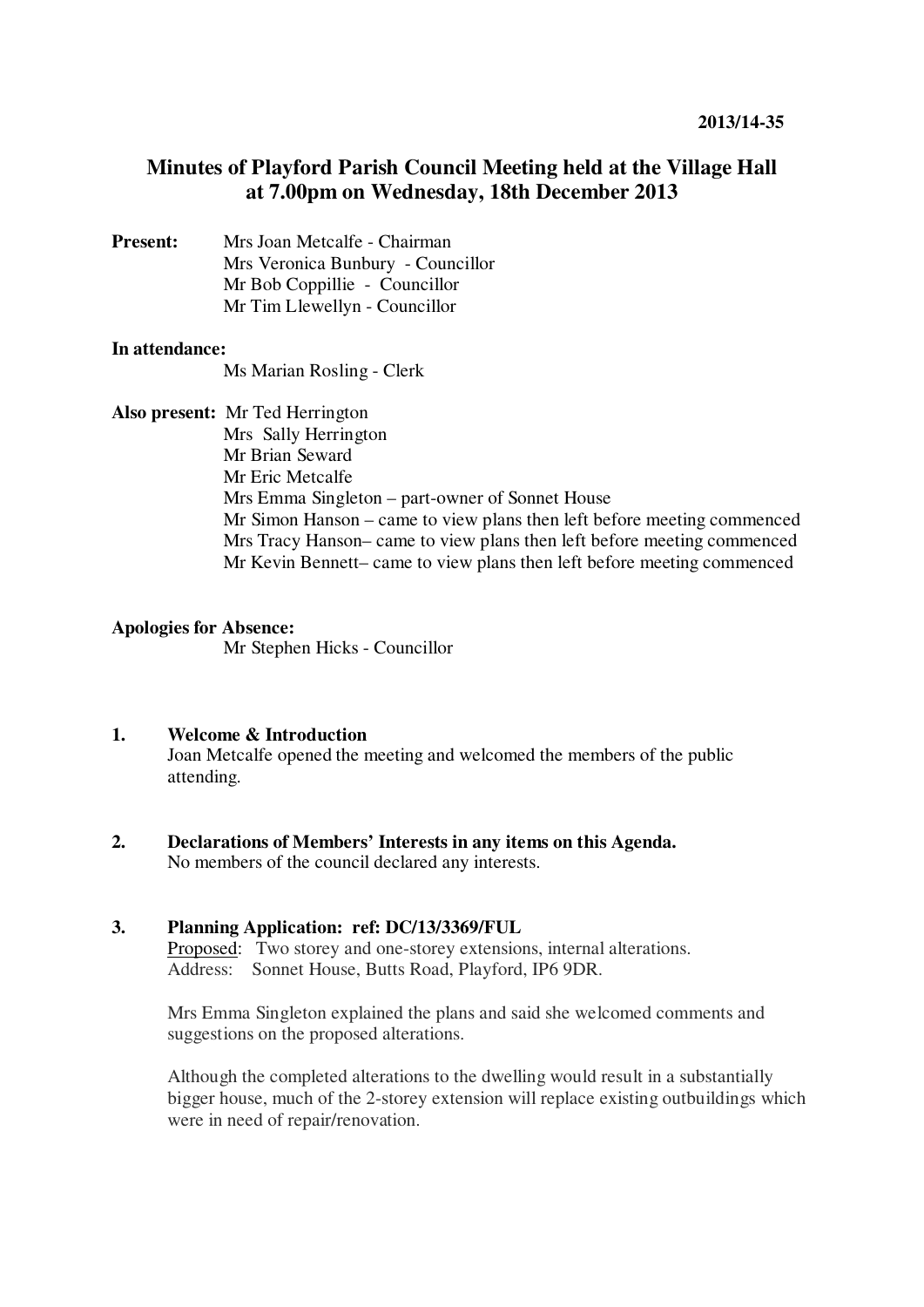**2013/14-35**

# Minutes of Playford Parish Council Meeting held at the Village Hall at 7.00pm on Wednesday, 18th December 2013

**Present:**
Mrs Joan Metcalfe - Chairman
Mrs Veronica Bunbury - Councillor
Mr Bob Coppillie - Councillor
Mr Tim Llewellyn - Councillor

**In attendance:**
Ms Marian Rosling - Clerk

**Also present:**
Mr Ted Herrington
Mrs Sally Herrington
Mr Brian Seward
Mr Eric Metcalfe
Mrs Emma Singleton – part-owner of Sonnet House
Mr Simon Hanson – came to view plans then left before meeting commenced
Mrs Tracy Hanson– came to view plans then left before meeting commenced
Mr Kevin Bennett– came to view plans then left before meeting commenced

**Apologies for Absence:**
Mr Stephen Hicks - Councillor

## 1. Welcome & Introduction

Joan Metcalfe opened the meeting and welcomed the members of the public attending.

## 2. Declarations of Members' Interests in any items on this Agenda.

No members of the council declared any interests.

## 3. Planning Application: ref: DC/13/3369/FUL

Proposed: Two storey and one-storey extensions, internal alterations.
Address: Sonnet House, Butts Road, Playford, IP6 9DR.

Mrs Emma Singleton explained the plans and said she welcomed comments and suggestions on the proposed alterations.

Although the completed alterations to the dwelling would result in a substantially bigger house, much of the 2-storey extension will replace existing outbuildings which were in need of repair/renovation.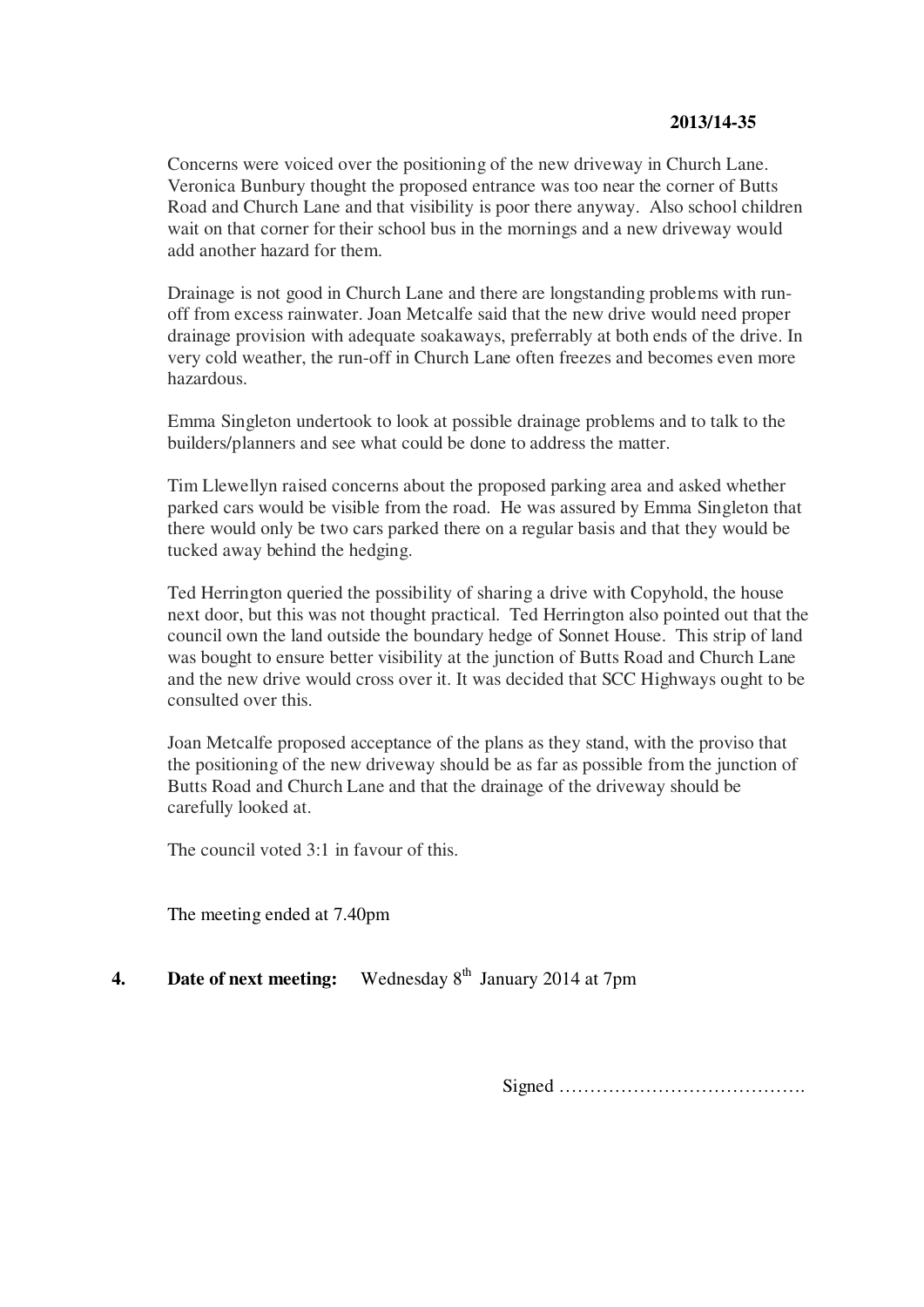**2013/14-35**

Concerns were voiced over the positioning of the new driveway in Church Lane. Veronica Bunbury thought the proposed entrance was too near the corner of Butts Road and Church Lane and that visibility is poor there anyway. Also school children wait on that corner for their school bus in the mornings and a new driveway would add another hazard for them.

Drainage is not good in Church Lane and there are longstanding problems with run-off from excess rainwater. Joan Metcalfe said that the new drive would need proper drainage provision with adequate soakaways, preferrably at both ends of the drive. In very cold weather, the run-off in Church Lane often freezes and becomes even more hazardous.

Emma Singleton undertook to look at possible drainage problems and to talk to the builders/planners and see what could be done to address the matter.

Tim Llewellyn raised concerns about the proposed parking area and asked whether parked cars would be visible from the road. He was assured by Emma Singleton that there would only be two cars parked there on a regular basis and that they would be tucked away behind the hedging.

Ted Herrington queried the possibility of sharing a drive with Copyhold, the house next door, but this was not thought practical. Ted Herrington also pointed out that the council own the land outside the boundary hedge of Sonnet House. This strip of land was bought to ensure better visibility at the junction of Butts Road and Church Lane and the new drive would cross over it. It was decided that SCC Highways ought to be consulted over this.

Joan Metcalfe proposed acceptance of the plans as they stand, with the proviso that the positioning of the new driveway should be as far as possible from the junction of Butts Road and Church Lane and that the drainage of the driveway should be carefully looked at.

The council voted 3:1 in favour of this.

The meeting ended at 7.40pm

**4. Date of next meeting:** Wednesday 8th January 2014 at 7pm

Signed ………………………………….